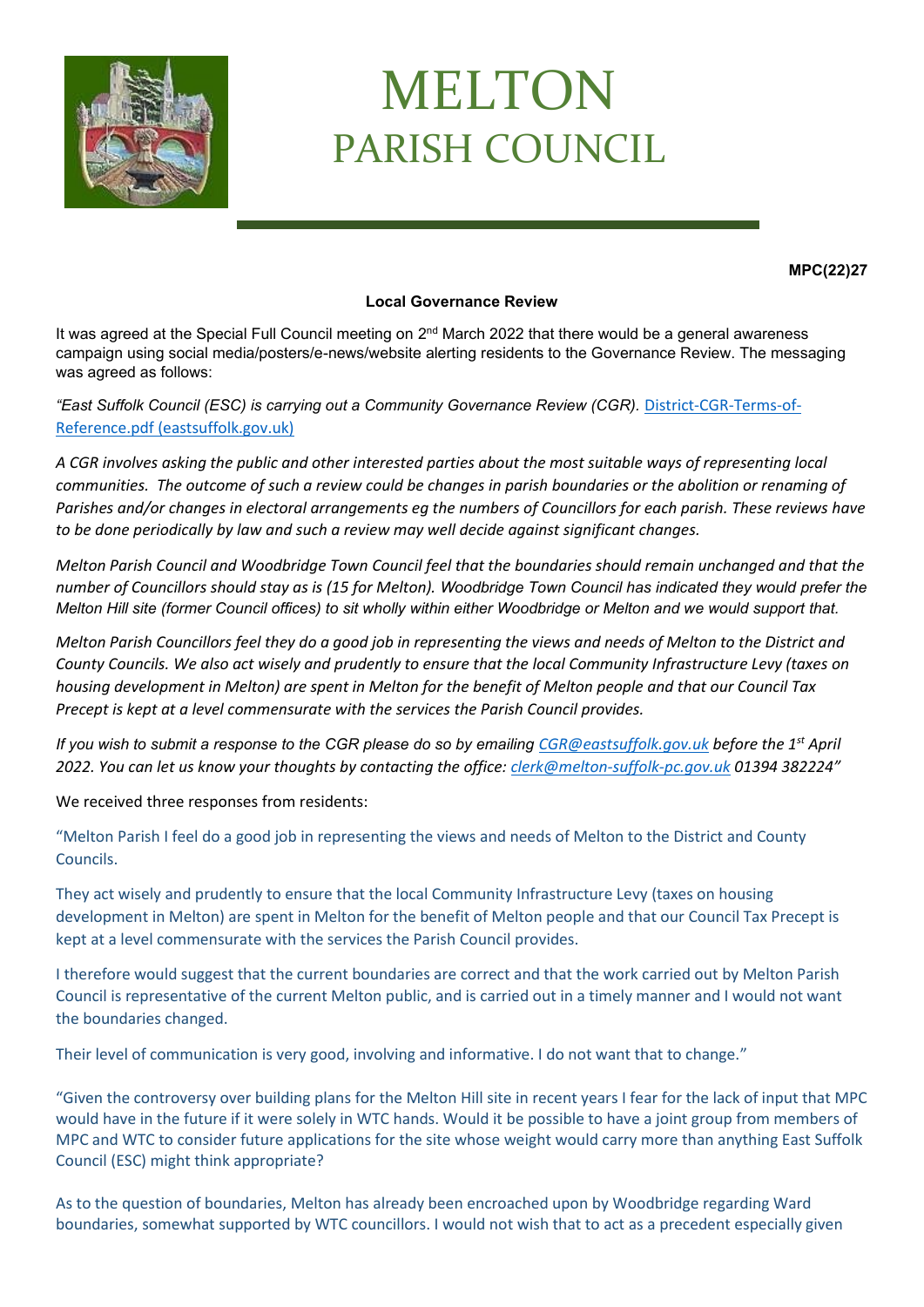# MELTON
## PARISH COUNCIL

**MPC(22)27**

**Local Governance Review**

It was agreed at the Special Full Council meeting on 2nd March 2022 that there would be a general awareness campaign using social media/posters/e-news/website alerting residents to the Governance Review. The messaging was agreed as follows:

*"East Suffolk Council (ESC) is carrying out a Community Governance Review (CGR).* [District-CGR-Terms-of-Reference.pdf (eastsuffolk.gov.uk)](District-CGR-Terms-of-Reference.pdf)

*A CGR involves asking the public and other interested parties about the most suitable ways of representing local communities. The outcome of such a review could be changes in parish boundaries or the abolition or renaming of Parishes and/or changes in electoral arrangements eg the numbers of Councillors for each parish. These reviews have to be done periodically by law and such a review may well decide against significant changes.*

*Melton Parish Council and Woodbridge Town Council feel that the boundaries should remain unchanged and that the number of Councillors should stay as is (15 for Melton). Woodbridge Town Council has indicated they would prefer the Melton Hill site (former Council offices) to sit wholly within either Woodbridge or Melton and we would support that.*

*Melton Parish Councillors feel they do a good job in representing the views and needs of Melton to the District and County Councils. We also act wisely and prudently to ensure that the local Community Infrastructure Levy (taxes on housing development in Melton) are spent in Melton for the benefit of Melton people and that our Council Tax Precept is kept at a level commensurate with the services the Parish Council provides.*

*If you wish to submit a response to the CGR please do so by emailing CGR@eastsuffolk.gov.uk before the 1st April 2022. You can let us know your thoughts by contacting the office: clerk@melton-suffolk-pc.gov.uk 01394 382224"*

We received three responses from residents:

"Melton Parish I feel do a good job in representing the views and needs of Melton to the District and County Councils.

They act wisely and prudently to ensure that the local Community Infrastructure Levy (taxes on housing development in Melton) are spent in Melton for the benefit of Melton people and that our Council Tax Precept is kept at a level commensurate with the services the Parish Council provides.

I therefore would suggest that the current boundaries are correct and that the work carried out by Melton Parish Council is representative of the current Melton public, and is carried out in a timely manner and I would not want the boundaries changed.

Their level of communication is very good, involving and informative. I do not want that to change."

"Given the controversy over building plans for the Melton Hill site in recent years I fear for the lack of input that MPC would have in the future if it were solely in WTC hands. Would it be possible to have a joint group from members of MPC and WTC to consider future applications for the site whose weight would carry more than anything East Suffolk Council (ESC) might think appropriate?

As to the question of boundaries, Melton has already been encroached upon by Woodbridge regarding Ward boundaries, somewhat supported by WTC councillors. I would not wish that to act as a precedent especially given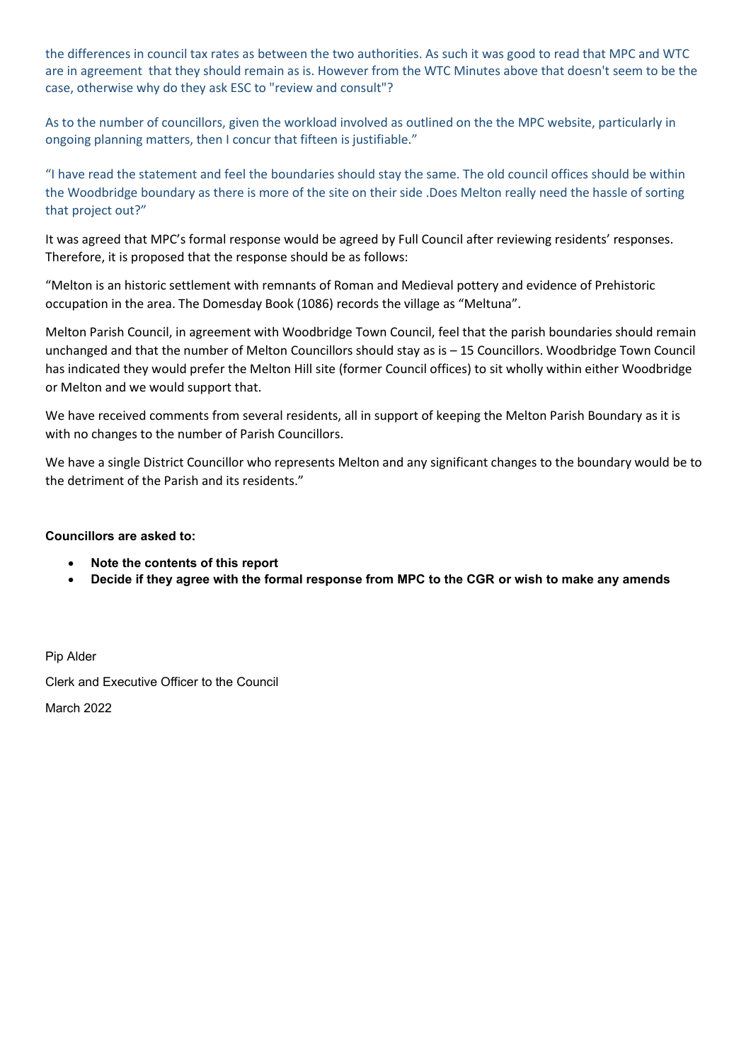the differences in council tax rates as between the two authorities. As such it was good to read that MPC and WTC are in agreement  that they should remain as is. However from the WTC Minutes above that doesn't seem to be the case, otherwise why do they ask ESC to "review and consult"?

As to the number of councillors, given the workload involved as outlined on the the MPC website, particularly in ongoing planning matters, then I concur that fifteen is justifiable."

"I have read the statement and feel the boundaries should stay the same. The old council offices should be within the Woodbridge boundary as there is more of the site on their side .Does Melton really need the hassle of sorting that project out?"

It was agreed that MPC's formal response would be agreed by Full Council after reviewing residents' responses. Therefore, it is proposed that the response should be as follows:

"Melton is an historic settlement with remnants of Roman and Medieval pottery and evidence of Prehistoric occupation in the area. The Domesday Book (1086) records the village as "Meltuna".

Melton Parish Council, in agreement with Woodbridge Town Council, feel that the parish boundaries should remain unchanged and that the number of Melton Councillors should stay as is – 15 Councillors. Woodbridge Town Council has indicated they would prefer the Melton Hill site (former Council offices) to sit wholly within either Woodbridge or Melton and we would support that.

We have received comments from several residents, all in support of keeping the Melton Parish Boundary as it is with no changes to the number of Parish Councillors.

We have a single District Councillor who represents Melton and any significant changes to the boundary would be to the detriment of the Parish and its residents."

**Councillors are asked to:**

- **Note the contents of this report**
- **Decide if they agree with the formal response from MPC to the CGR or wish to make any amends**

Pip Alder

Clerk and Executive Officer to the Council

March 2022